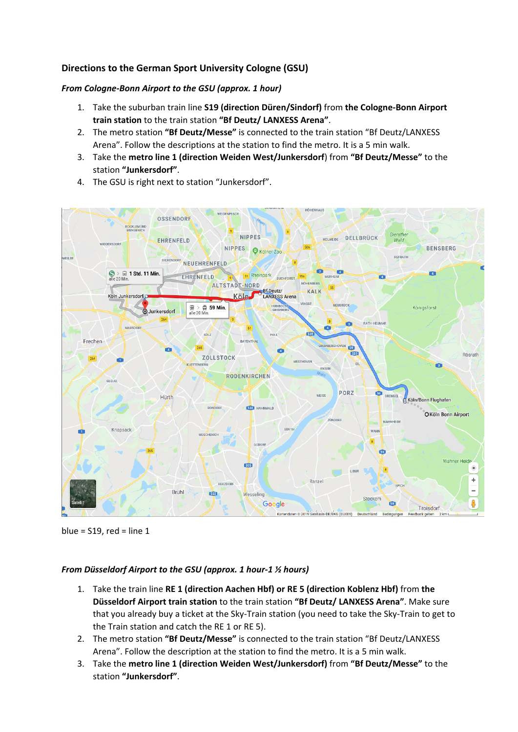## Directions to the German Sport University Cologne (GSU)

### *From Cologne-Bonn Airport to the GSU (approx. 1 hour)*

1. Take the suburban train line **S19 (direction Düren/Sindorf)** from **the Cologne-Bonn Airport train station** to the train station **"Bf Deutz/ LANXESS Arena"**.
2. The metro station **"Bf Deutz/Messe"** is connected to the train station "Bf Deutz/LANXESS Arena". Follow the descriptions at the station to find the metro. It is a 5 min walk.
3. Take the **metro line 1 (direction Weiden West/Junkersdorf**) from **"Bf Deutz/Messe"** to the station **"Junkersdorf"**.
4. The GSU is right next to station "Junkersdorf".

blue = S19, red = line 1

### *From Düsseldorf Airport to the GSU (approx. 1 hour-1 ½ hours)*

1. Take the train line **RE 1 (direction Aachen Hbf) or RE 5 (direction Koblenz Hbf)** from **the Düsseldorf Airport train station** to the train station **"Bf Deutz/ LANXESS Arena"**. Make sure that you already buy a ticket at the Sky-Train station (you need to take the Sky-Train to get to the Train station and catch the RE 1 or RE 5).
2. The metro station **"Bf Deutz/Messe"** is connected to the train station "Bf Deutz/LANXESS Arena". Follow the description at the station to find the metro. It is a 5 min walk.
3. Take the **metro line 1 (direction Weiden West/Junkersdorf)** from **"Bf Deutz/Messe"** to the station **"Junkersdorf"**.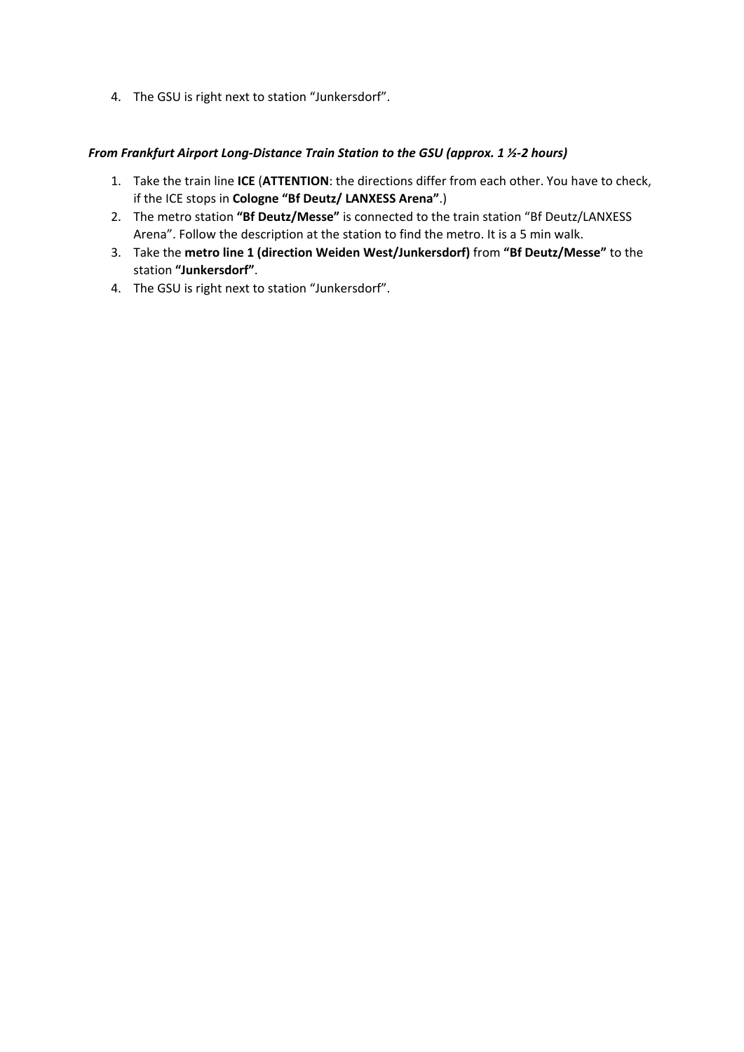4. The GSU is right next to station “Junkersdorf”.

***From Frankfurt Airport Long-Distance Train Station to the GSU (approx. 1 ½-2 hours)***

1. Take the train line **ICE** (**ATTENTION**: the directions differ from each other. You have to check, if the ICE stops in **Cologne “Bf Deutz/ LANXESS Arena”**.)
2. The metro station **“Bf Deutz/Messe”** is connected to the train station “Bf Deutz/LANXESS Arena”. Follow the description at the station to find the metro. It is a 5 min walk.
3. Take the **metro line 1 (direction Weiden West/Junkersdorf)** from **“Bf Deutz/Messe”** to the station **“Junkersdorf”**.
4. The GSU is right next to station “Junkersdorf”.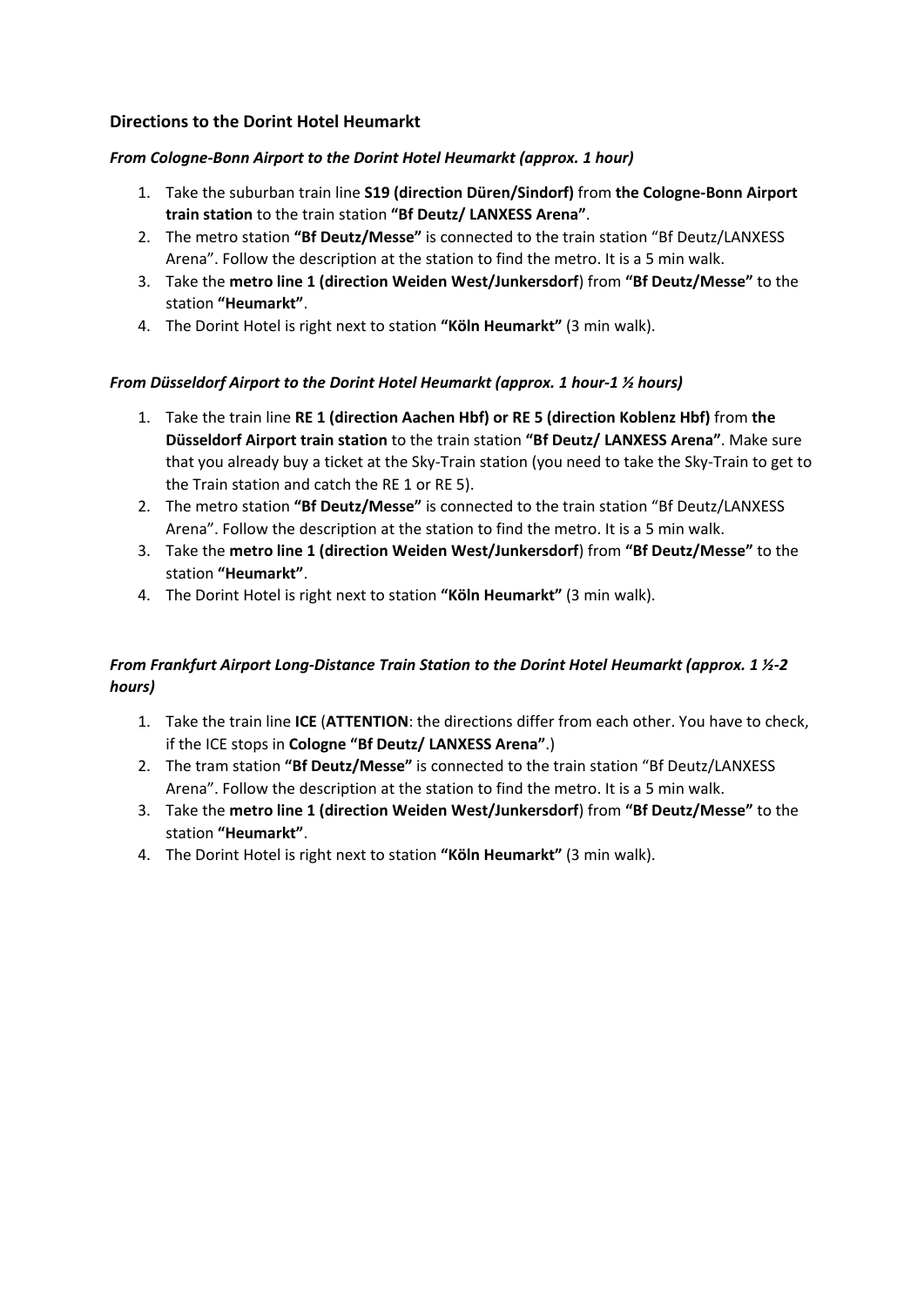### Directions to the Dorint Hotel Heumarkt

***From Cologne-Bonn Airport to the Dorint Hotel Heumarkt (approx. 1 hour)***

1. Take the suburban train line **S19 (direction Düren/Sindorf)** from **the Cologne-Bonn Airport train station** to the train station **“Bf Deutz/ LANXESS Arena”**.
2. The metro station **“Bf Deutz/Messe”** is connected to the train station “Bf Deutz/LANXESS Arena”. Follow the description at the station to find the metro. It is a 5 min walk.
3. Take the **metro line 1 (direction Weiden West/Junkersdorf**) from **“Bf Deutz/Messe”** to the station **“Heumarkt”**.
4. The Dorint Hotel is right next to station **“Köln Heumarkt”** (3 min walk).

***From Düsseldorf Airport to the Dorint Hotel Heumarkt (approx. 1 hour-1 ½ hours)***

1. Take the train line **RE 1 (direction Aachen Hbf) or RE 5 (direction Koblenz Hbf)** from **the Düsseldorf Airport train station** to the train station **“Bf Deutz/ LANXESS Arena”**. Make sure that you already buy a ticket at the Sky-Train station (you need to take the Sky-Train to get to the Train station and catch the RE 1 or RE 5).
2. The metro station **“Bf Deutz/Messe”** is connected to the train station “Bf Deutz/LANXESS Arena”. Follow the description at the station to find the metro. It is a 5 min walk.
3. Take the **metro line 1 (direction Weiden West/Junkersdorf**) from **“Bf Deutz/Messe”** to the station **“Heumarkt”**.
4. The Dorint Hotel is right next to station **“Köln Heumarkt”** (3 min walk).

***From Frankfurt Airport Long-Distance Train Station to the Dorint Hotel Heumarkt (approx. 1 ½-2 hours)***

1. Take the train line **ICE** (**ATTENTION**: the directions differ from each other. You have to check, if the ICE stops in **Cologne “Bf Deutz/ LANXESS Arena”**.)
2. The tram station **“Bf Deutz/Messe”** is connected to the train station “Bf Deutz/LANXESS Arena”. Follow the description at the station to find the metro. It is a 5 min walk.
3. Take the **metro line 1 (direction Weiden West/Junkersdorf**) from **“Bf Deutz/Messe”** to the station **“Heumarkt”**.
4. The Dorint Hotel is right next to station **“Köln Heumarkt”** (3 min walk).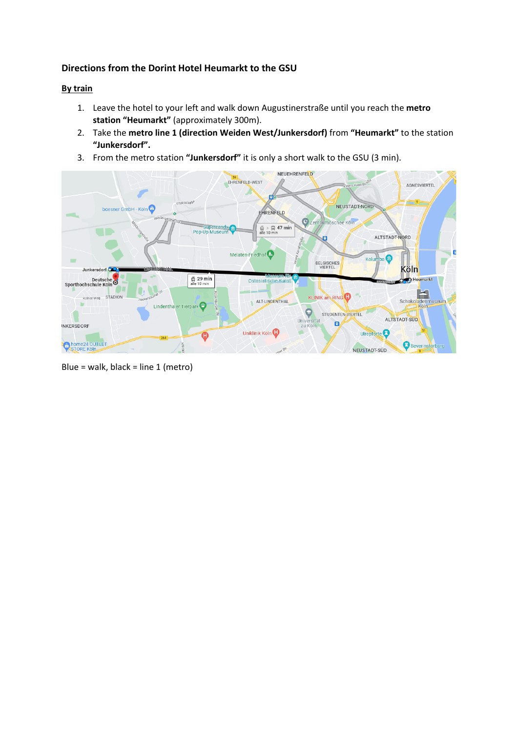**Directions from the Dorint Hotel Heumarkt to the GSU**

**By train**

1. Leave the hotel to your left and walk down Augustinerstraße until you reach the **metro station "Heumarkt"** (approximately 300m).
2. Take the **metro line 1 (direction Weiden West/Junkersdorf)** from **"Heumarkt"** to the station **"Junkersdorf".**
3. From the metro station **"Junkersdorf"** it is only a short walk to the GSU (3 min).

Blue = walk, black = line 1 (metro)